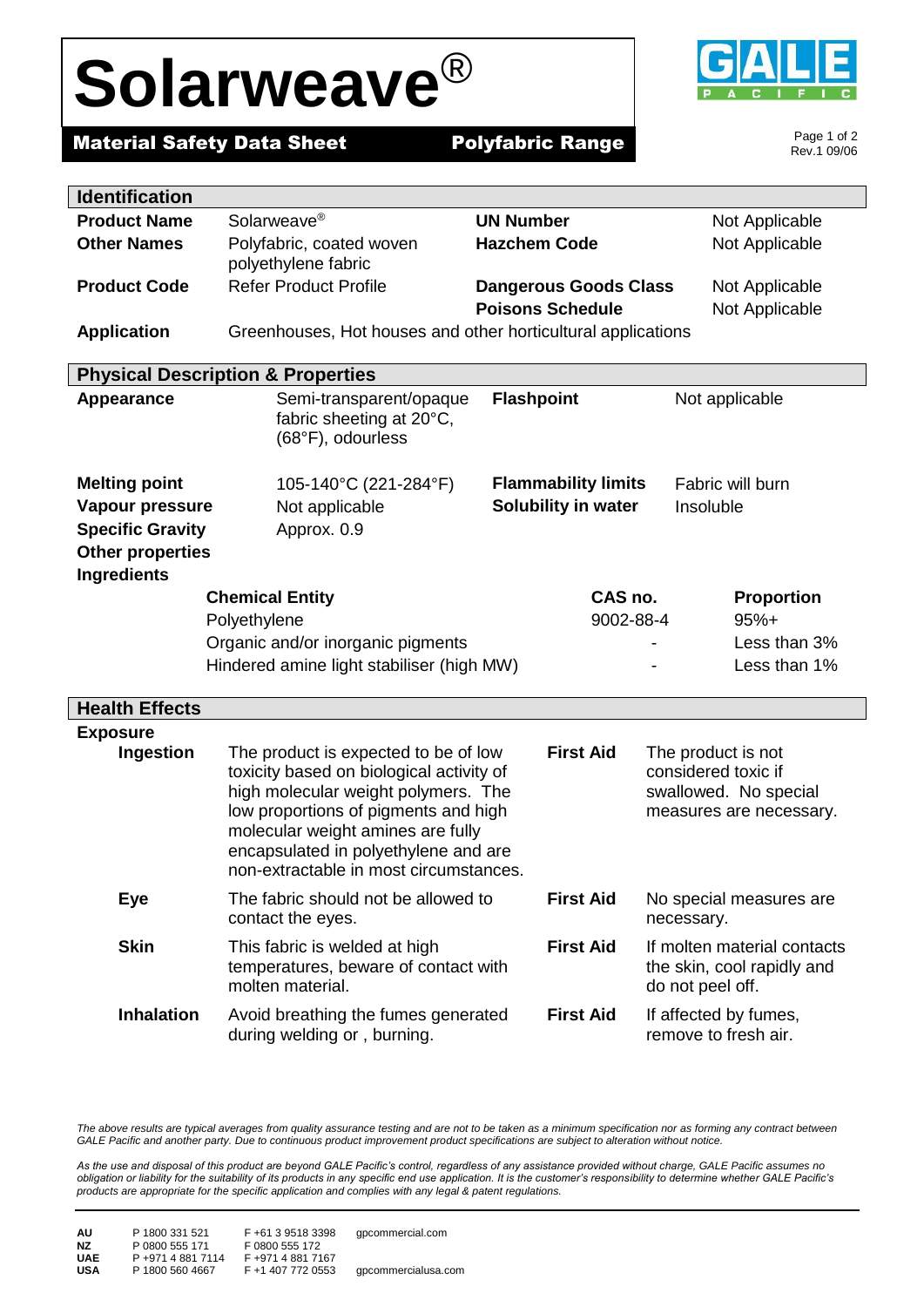# Solarweave®

**Material Safety Data Sheet** **Polyfabric Range**

GALE PACIFIC

Rev.1 09/06

## Identification

| | | | |
|---|---|---|---|
| **Product Name** | Solarweave® | **UN Number** | Not Applicable |
| **Other Names** | Polyfabric, coated woven polyethylene fabric | **Hazchem Code** | Not Applicable |
| **Product Code** | Refer Product Profile | **Dangerous Goods Class** | Not Applicable |
| | | **Poisons Schedule** | Not Applicable |
| **Application** | Greenhouses, Hot houses and other horticultural applications | | |

## Physical Description & Properties

| | | | |
|---|---|---|---|
| **Appearance** | Semi-transparent/opaque fabric sheeting at 20°C, (68°F), odourless | **Flashpoint** | Not applicable |
| **Melting point** | 105-140°C (221-284°F) | **Flammability limits** | Fabric will burn |
| **Vapour pressure** | Not applicable | **Solubility in water** | Insoluble |
| **Specific Gravity** | Approx. 0.9 | | |
| **Other properties** | | | |

**Ingredients**

| Chemical Entity | CAS no. | Proportion |
|---|---|---|
| Polyethylene | 9002-88-4 | 95%+ |
| Organic and/or inorganic pigments | - | Less than 3% |
| Hindered amine light stabiliser (high MW) | - | Less than 1% |

## Health Effects

**Exposure**

| | | | |
|---|---|---|---|
| **Ingestion** | The product is expected to be of low toxicity based on biological activity of high molecular weight polymers. The low proportions of pigments and high molecular weight amines are fully encapsulated in polyethylene and are non-extractable in most circumstances. | **First Aid** | The product is not considered toxic if swallowed. No special measures are necessary. |
| **Eye** | The fabric should not be allowed to contact the eyes. | **First Aid** | No special measures are necessary. |
| **Skin** | This fabric is welded at high temperatures, beware of contact with molten material. | **First Aid** | If molten material contacts the skin, cool rapidly and do not peel off. |
| **Inhalation** | Avoid breathing the fumes generated during welding or , burning. | **First Aid** | If affected by fumes, remove to fresh air. |

*The above results are typical averages from quality assurance testing and are not to be taken as a minimum specification nor as forming any contract between GALE Pacific and another party. Due to continuous product improvement product specifications are subject to alteration without notice.*

*As the use and disposal of this product are beyond GALE Pacific's control, regardless of any assistance provided without charge, GALE Pacific assumes no obligation or liability for the suitability of its products in any specific end use application. It is the customer's responsibility to determine whether GALE Pacific's products are appropriate for the specific application and complies with any legal & patent regulations.*

| | | | |
|---|---|---|---|
| **AU** | P 1800 331 521 | F +61 3 9518 3398 | gpcommercial.com |
| **NZ** | P 0800 555 171 | F 0800 555 172 | |
| **UAE** | P +971 4 881 7114 | F +971 4 881 7167 | |
| **USA** | P 1800 560 4667 | F +1 407 772 0553 | gpcommercialusa.com |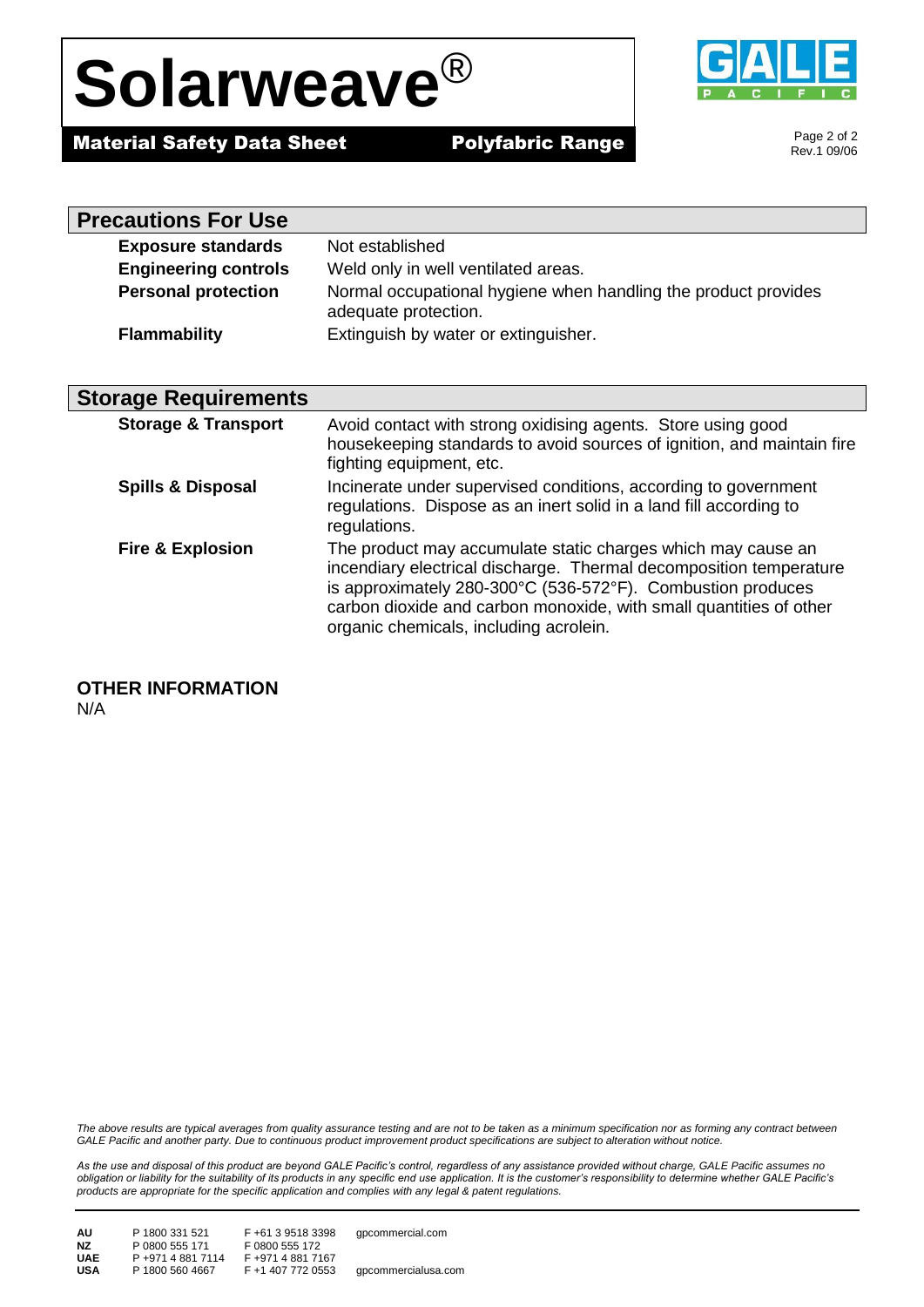## Precautions For Use

| | |
|---|---|
| **Exposure standards** | Not established |
| **Engineering controls** | Weld only in well ventilated areas. |
| **Personal protection** | Normal occupational hygiene when handling the product provides adequate protection. |
| **Flammability** | Extinguish by water or extinguisher. |

## Storage Requirements

| | |
|---|---|
| **Storage & Transport** | Avoid contact with strong oxidising agents. Store using good housekeeping standards to avoid sources of ignition, and maintain fire fighting equipment, etc. |
| **Spills & Disposal** | Incinerate under supervised conditions, according to government regulations. Dispose as an inert solid in a land fill according to regulations. |
| **Fire & Explosion** | The product may accumulate static charges which may cause an incendiary electrical discharge. Thermal decomposition temperature is approximately 280-300°C (536-572°F). Combustion produces carbon dioxide and carbon monoxide, with small quantities of other organic chemicals, including acrolein. |

## OTHER INFORMATION

N/A

*The above results are typical averages from quality assurance testing and are not to be taken as a minimum specification nor as forming any contract between GALE Pacific and another party. Due to continuous product improvement product specifications are subject to alteration without notice.*

*As the use and disposal of this product are beyond GALE Pacific's control, regardless of any assistance provided without charge, GALE Pacific assumes no obligation or liability for the suitability of its products in any specific end use application. It is the customer's responsibility to determine whether GALE Pacific's products are appropriate for the specific application and complies with any legal & patent regulations.*

| | | | |
|---|---|---|---|
| **AU** | P 1800 331 521 | F +61 3 9518 3398 | gpcommercial.com |
| **NZ** | P 0800 555 171 | F 0800 555 172 | |
| **UAE** | P +971 4 881 7114 | F +971 4 881 7167 | |
| **USA** | P 1800 560 4667 | F +1 407 772 0553 | gpcommercialusa.com |